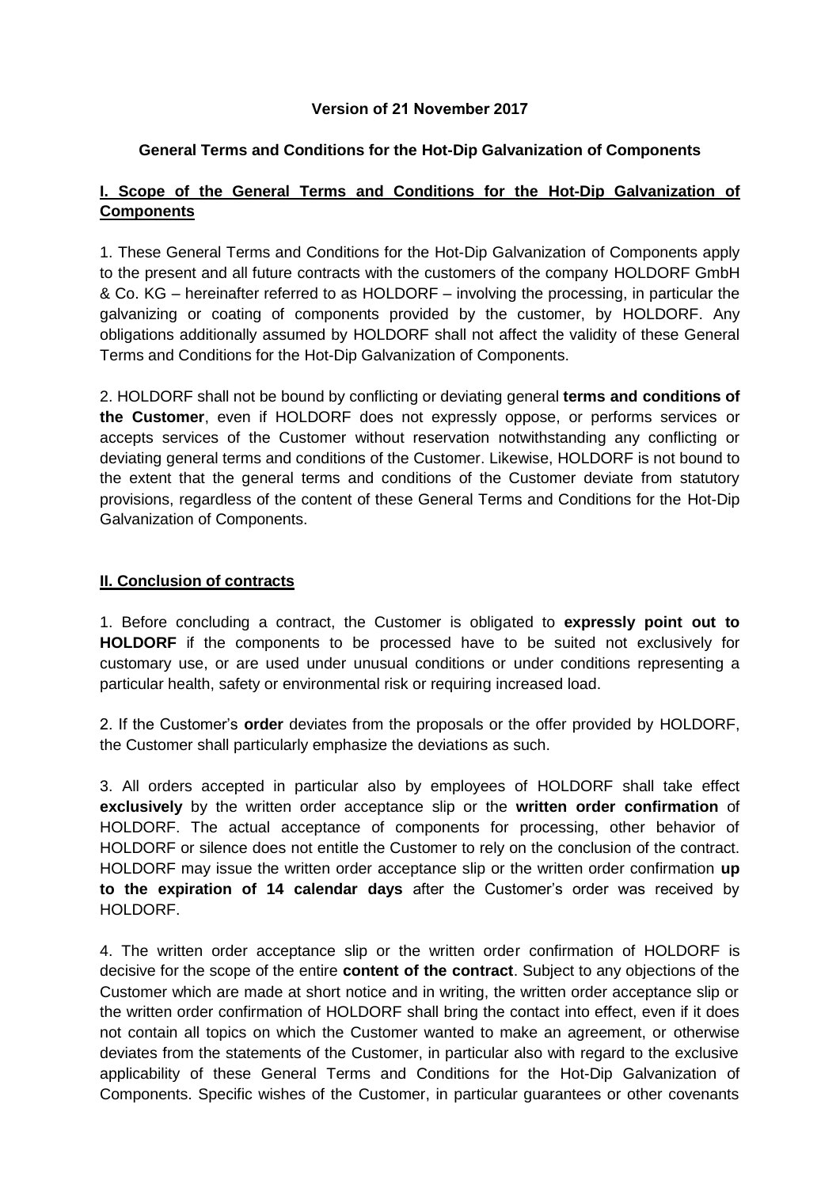**Version of 21 November 2017**

**General Terms and Conditions for the Hot-Dip Galvanization of Components**

## I. Scope of the General Terms and Conditions for the Hot-Dip Galvanization of Components

1. These General Terms and Conditions for the Hot-Dip Galvanization of Components apply to the present and all future contracts with the customers of the company HOLDORF GmbH & Co. KG – hereinafter referred to as HOLDORF – involving the processing, in particular the galvanizing or coating of components provided by the customer, by HOLDORF. Any obligations additionally assumed by HOLDORF shall not affect the validity of these General Terms and Conditions for the Hot-Dip Galvanization of Components.

2. HOLDORF shall not be bound by conflicting or deviating general **terms and conditions of the Customer**, even if HOLDORF does not expressly oppose, or performs services or accepts services of the Customer without reservation notwithstanding any conflicting or deviating general terms and conditions of the Customer. Likewise, HOLDORF is not bound to the extent that the general terms and conditions of the Customer deviate from statutory provisions, regardless of the content of these General Terms and Conditions for the Hot-Dip Galvanization of Components.

## II. Conclusion of contracts

1. Before concluding a contract, the Customer is obligated to **expressly point out to HOLDORF** if the components to be processed have to be suited not exclusively for customary use, or are used under unusual conditions or under conditions representing a particular health, safety or environmental risk or requiring increased load.

2. If the Customer's **order** deviates from the proposals or the offer provided by HOLDORF, the Customer shall particularly emphasize the deviations as such.

3. All orders accepted in particular also by employees of HOLDORF shall take effect **exclusively** by the written order acceptance slip or the **written order confirmation** of HOLDORF. The actual acceptance of components for processing, other behavior of HOLDORF or silence does not entitle the Customer to rely on the conclusion of the contract. HOLDORF may issue the written order acceptance slip or the written order confirmation **up to the expiration of 14 calendar days** after the Customer's order was received by HOLDORF.

4. The written order acceptance slip or the written order confirmation of HOLDORF is decisive for the scope of the entire **content of the contract**. Subject to any objections of the Customer which are made at short notice and in writing, the written order acceptance slip or the written order confirmation of HOLDORF shall bring the contact into effect, even if it does not contain all topics on which the Customer wanted to make an agreement, or otherwise deviates from the statements of the Customer, in particular also with regard to the exclusive applicability of these General Terms and Conditions for the Hot-Dip Galvanization of Components. Specific wishes of the Customer, in particular guarantees or other covenants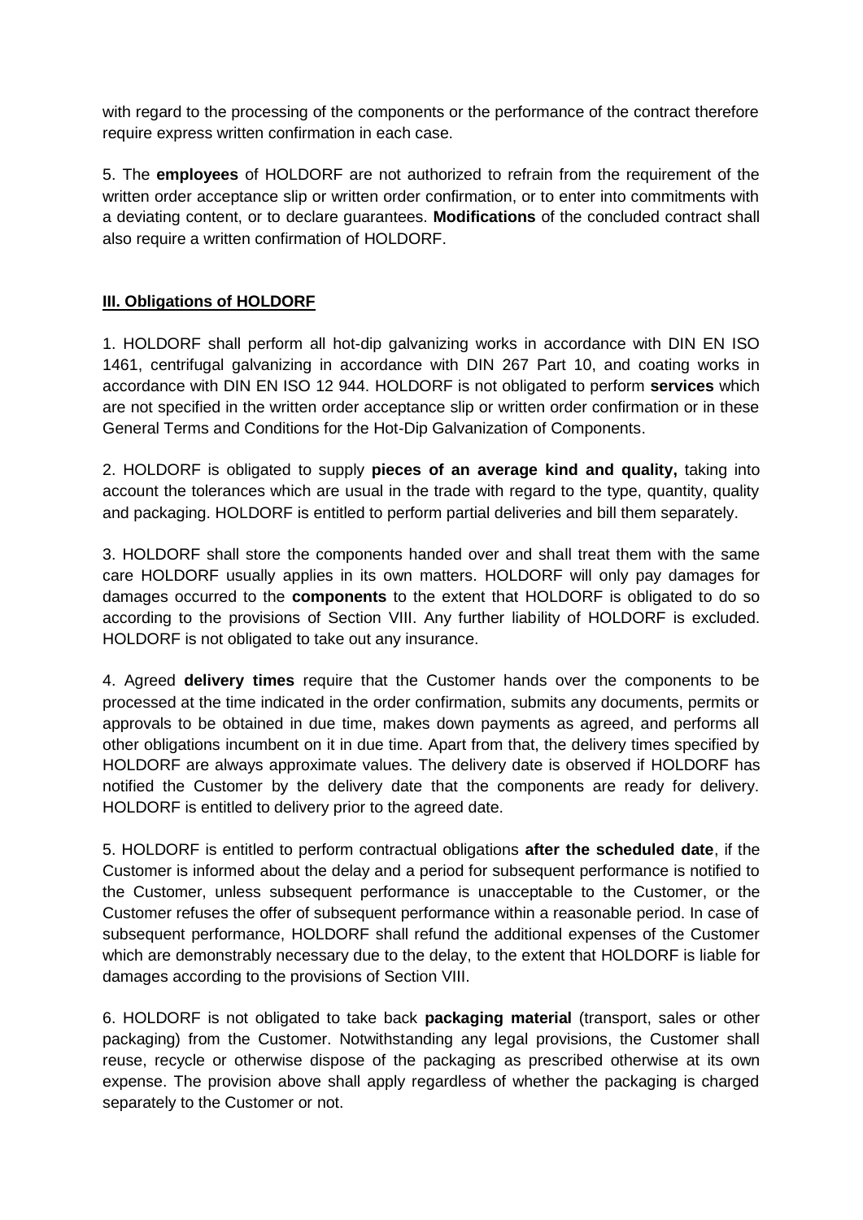with regard to the processing of the components or the performance of the contract therefore require express written confirmation in each case.

5. The **employees** of HOLDORF are not authorized to refrain from the requirement of the written order acceptance slip or written order confirmation, or to enter into commitments with a deviating content, or to declare guarantees. **Modifications** of the concluded contract shall also require a written confirmation of HOLDORF.

## III. Obligations of HOLDORF

1. HOLDORF shall perform all hot-dip galvanizing works in accordance with DIN EN ISO 1461, centrifugal galvanizing in accordance with DIN 267 Part 10, and coating works in accordance with DIN EN ISO 12 944. HOLDORF is not obligated to perform **services** which are not specified in the written order acceptance slip or written order confirmation or in these General Terms and Conditions for the Hot-Dip Galvanization of Components.

2. HOLDORF is obligated to supply **pieces of an average kind and quality,** taking into account the tolerances which are usual in the trade with regard to the type, quantity, quality and packaging. HOLDORF is entitled to perform partial deliveries and bill them separately.

3. HOLDORF shall store the components handed over and shall treat them with the same care HOLDORF usually applies in its own matters. HOLDORF will only pay damages for damages occurred to the **components** to the extent that HOLDORF is obligated to do so according to the provisions of Section VIII. Any further liability of HOLDORF is excluded. HOLDORF is not obligated to take out any insurance.

4. Agreed **delivery times** require that the Customer hands over the components to be processed at the time indicated in the order confirmation, submits any documents, permits or approvals to be obtained in due time, makes down payments as agreed, and performs all other obligations incumbent on it in due time. Apart from that, the delivery times specified by HOLDORF are always approximate values. The delivery date is observed if HOLDORF has notified the Customer by the delivery date that the components are ready for delivery. HOLDORF is entitled to delivery prior to the agreed date.

5. HOLDORF is entitled to perform contractual obligations **after the scheduled date**, if the Customer is informed about the delay and a period for subsequent performance is notified to the Customer, unless subsequent performance is unacceptable to the Customer, or the Customer refuses the offer of subsequent performance within a reasonable period. In case of subsequent performance, HOLDORF shall refund the additional expenses of the Customer which are demonstrably necessary due to the delay, to the extent that HOLDORF is liable for damages according to the provisions of Section VIII.

6. HOLDORF is not obligated to take back **packaging material** (transport, sales or other packaging) from the Customer. Notwithstanding any legal provisions, the Customer shall reuse, recycle or otherwise dispose of the packaging as prescribed otherwise at its own expense. The provision above shall apply regardless of whether the packaging is charged separately to the Customer or not.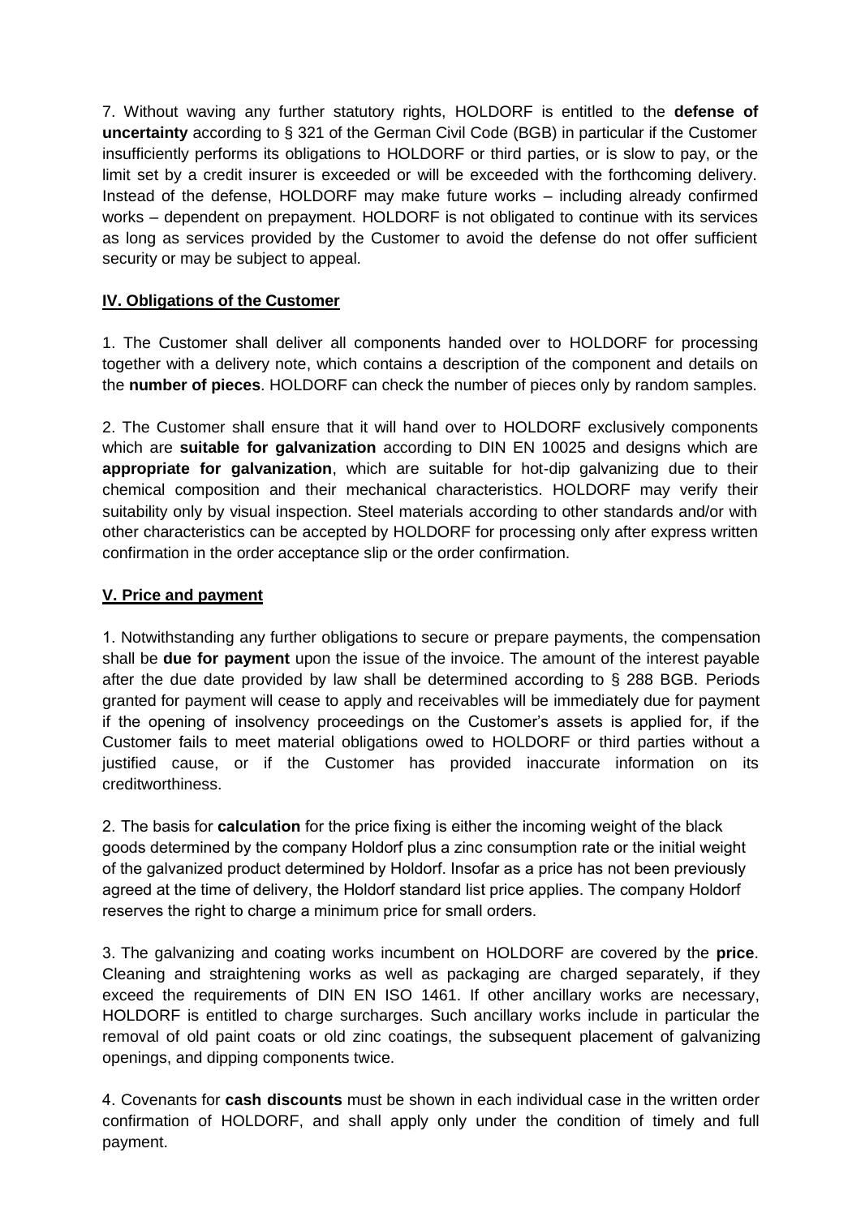7. Without waving any further statutory rights, HOLDORF is entitled to the **defense of uncertainty** according to § 321 of the German Civil Code (BGB) in particular if the Customer insufficiently performs its obligations to HOLDORF or third parties, or is slow to pay, or the limit set by a credit insurer is exceeded or will be exceeded with the forthcoming delivery. Instead of the defense, HOLDORF may make future works – including already confirmed works – dependent on prepayment. HOLDORF is not obligated to continue with its services as long as services provided by the Customer to avoid the defense do not offer sufficient security or may be subject to appeal.

## IV. Obligations of the Customer

1. The Customer shall deliver all components handed over to HOLDORF for processing together with a delivery note, which contains a description of the component and details on the **number of pieces**. HOLDORF can check the number of pieces only by random samples.

2. The Customer shall ensure that it will hand over to HOLDORF exclusively components which are **suitable for galvanization** according to DIN EN 10025 and designs which are **appropriate for galvanization**, which are suitable for hot-dip galvanizing due to their chemical composition and their mechanical characteristics. HOLDORF may verify their suitability only by visual inspection. Steel materials according to other standards and/or with other characteristics can be accepted by HOLDORF for processing only after express written confirmation in the order acceptance slip or the order confirmation.

## V. Price and payment

1. Notwithstanding any further obligations to secure or prepare payments, the compensation shall be **due for payment** upon the issue of the invoice. The amount of the interest payable after the due date provided by law shall be determined according to § 288 BGB. Periods granted for payment will cease to apply and receivables will be immediately due for payment if the opening of insolvency proceedings on the Customer's assets is applied for, if the Customer fails to meet material obligations owed to HOLDORF or third parties without a justified cause, or if the Customer has provided inaccurate information on its creditworthiness.

2. The basis for **calculation** for the price fixing is either the incoming weight of the black goods determined by the company Holdorf plus a zinc consumption rate or the initial weight of the galvanized product determined by Holdorf. Insofar as a price has not been previously agreed at the time of delivery, the Holdorf standard list price applies. The company Holdorf reserves the right to charge a minimum price for small orders.

3. The galvanizing and coating works incumbent on HOLDORF are covered by the **price**. Cleaning and straightening works as well as packaging are charged separately, if they exceed the requirements of DIN EN ISO 1461. If other ancillary works are necessary, HOLDORF is entitled to charge surcharges. Such ancillary works include in particular the removal of old paint coats or old zinc coatings, the subsequent placement of galvanizing openings, and dipping components twice.

4. Covenants for **cash discounts** must be shown in each individual case in the written order confirmation of HOLDORF, and shall apply only under the condition of timely and full payment.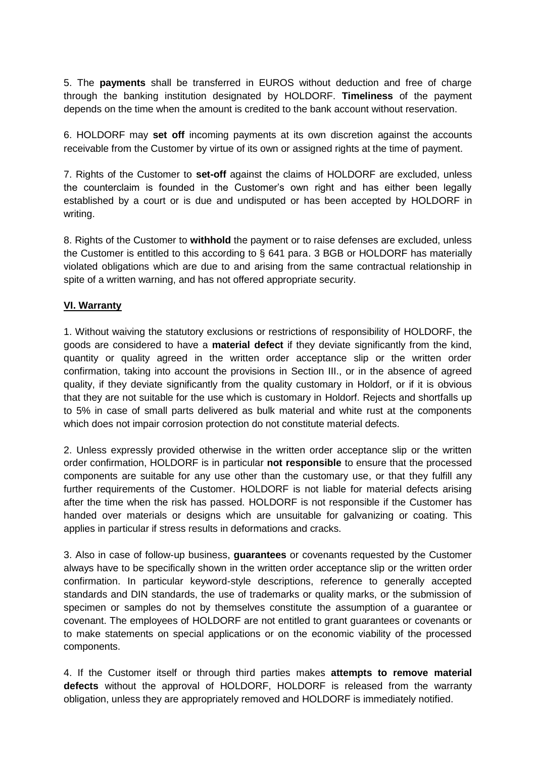5. The **payments** shall be transferred in EUROS without deduction and free of charge through the banking institution designated by HOLDORF. **Timeliness** of the payment depends on the time when the amount is credited to the bank account without reservation.

6. HOLDORF may **set off** incoming payments at its own discretion against the accounts receivable from the Customer by virtue of its own or assigned rights at the time of payment.

7. Rights of the Customer to **set-off** against the claims of HOLDORF are excluded, unless the counterclaim is founded in the Customer's own right and has either been legally established by a court or is due and undisputed or has been accepted by HOLDORF in writing.

8. Rights of the Customer to **withhold** the payment or to raise defenses are excluded, unless the Customer is entitled to this according to § 641 para. 3 BGB or HOLDORF has materially violated obligations which are due to and arising from the same contractual relationship in spite of a written warning, and has not offered appropriate security.

## VI. Warranty

1. Without waiving the statutory exclusions or restrictions of responsibility of HOLDORF, the goods are considered to have a **material defect** if they deviate significantly from the kind, quantity or quality agreed in the written order acceptance slip or the written order confirmation, taking into account the provisions in Section III., or in the absence of agreed quality, if they deviate significantly from the quality customary in Holdorf, or if it is obvious that they are not suitable for the use which is customary in Holdorf. Rejects and shortfalls up to 5% in case of small parts delivered as bulk material and white rust at the components which does not impair corrosion protection do not constitute material defects.

2. Unless expressly provided otherwise in the written order acceptance slip or the written order confirmation, HOLDORF is in particular **not responsible** to ensure that the processed components are suitable for any use other than the customary use, or that they fulfill any further requirements of the Customer. HOLDORF is not liable for material defects arising after the time when the risk has passed. HOLDORF is not responsible if the Customer has handed over materials or designs which are unsuitable for galvanizing or coating. This applies in particular if stress results in deformations and cracks.

3. Also in case of follow-up business, **guarantees** or covenants requested by the Customer always have to be specifically shown in the written order acceptance slip or the written order confirmation. In particular keyword-style descriptions, reference to generally accepted standards and DIN standards, the use of trademarks or quality marks, or the submission of specimen or samples do not by themselves constitute the assumption of a guarantee or covenant. The employees of HOLDORF are not entitled to grant guarantees or covenants or to make statements on special applications or on the economic viability of the processed components.

4. If the Customer itself or through third parties makes **attempts to remove material defects** without the approval of HOLDORF, HOLDORF is released from the warranty obligation, unless they are appropriately removed and HOLDORF is immediately notified.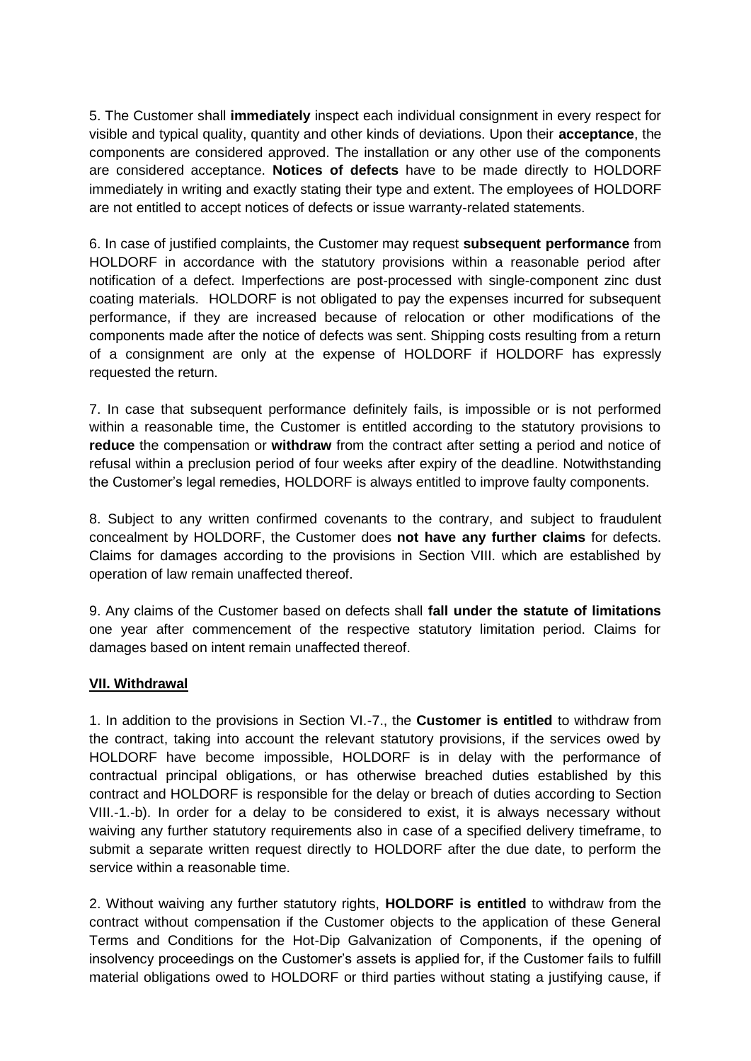5. The Customer shall **immediately** inspect each individual consignment in every respect for visible and typical quality, quantity and other kinds of deviations. Upon their **acceptance**, the components are considered approved. The installation or any other use of the components are considered acceptance. **Notices of defects** have to be made directly to HOLDORF immediately in writing and exactly stating their type and extent. The employees of HOLDORF are not entitled to accept notices of defects or issue warranty-related statements.

6. In case of justified complaints, the Customer may request **subsequent performance** from HOLDORF in accordance with the statutory provisions within a reasonable period after notification of a defect. Imperfections are post-processed with single-component zinc dust coating materials. HOLDORF is not obligated to pay the expenses incurred for subsequent performance, if they are increased because of relocation or other modifications of the components made after the notice of defects was sent. Shipping costs resulting from a return of a consignment are only at the expense of HOLDORF if HOLDORF has expressly requested the return.

7. In case that subsequent performance definitely fails, is impossible or is not performed within a reasonable time, the Customer is entitled according to the statutory provisions to **reduce** the compensation or **withdraw** from the contract after setting a period and notice of refusal within a preclusion period of four weeks after expiry of the deadline. Notwithstanding the Customer's legal remedies, HOLDORF is always entitled to improve faulty components.

8. Subject to any written confirmed covenants to the contrary, and subject to fraudulent concealment by HOLDORF, the Customer does **not have any further claims** for defects. Claims for damages according to the provisions in Section VIII. which are established by operation of law remain unaffected thereof.

9. Any claims of the Customer based on defects shall **fall under the statute of limitations** one year after commencement of the respective statutory limitation period. Claims for damages based on intent remain unaffected thereof.

## VII. Withdrawal

1. In addition to the provisions in Section VI.-7., the **Customer is entitled** to withdraw from the contract, taking into account the relevant statutory provisions, if the services owed by HOLDORF have become impossible, HOLDORF is in delay with the performance of contractual principal obligations, or has otherwise breached duties established by this contract and HOLDORF is responsible for the delay or breach of duties according to Section VIII.-1.-b). In order for a delay to be considered to exist, it is always necessary without waiving any further statutory requirements also in case of a specified delivery timeframe, to submit a separate written request directly to HOLDORF after the due date, to perform the service within a reasonable time.

2. Without waiving any further statutory rights, **HOLDORF is entitled** to withdraw from the contract without compensation if the Customer objects to the application of these General Terms and Conditions for the Hot-Dip Galvanization of Components, if the opening of insolvency proceedings on the Customer's assets is applied for, if the Customer fails to fulfill material obligations owed to HOLDORF or third parties without stating a justifying cause, if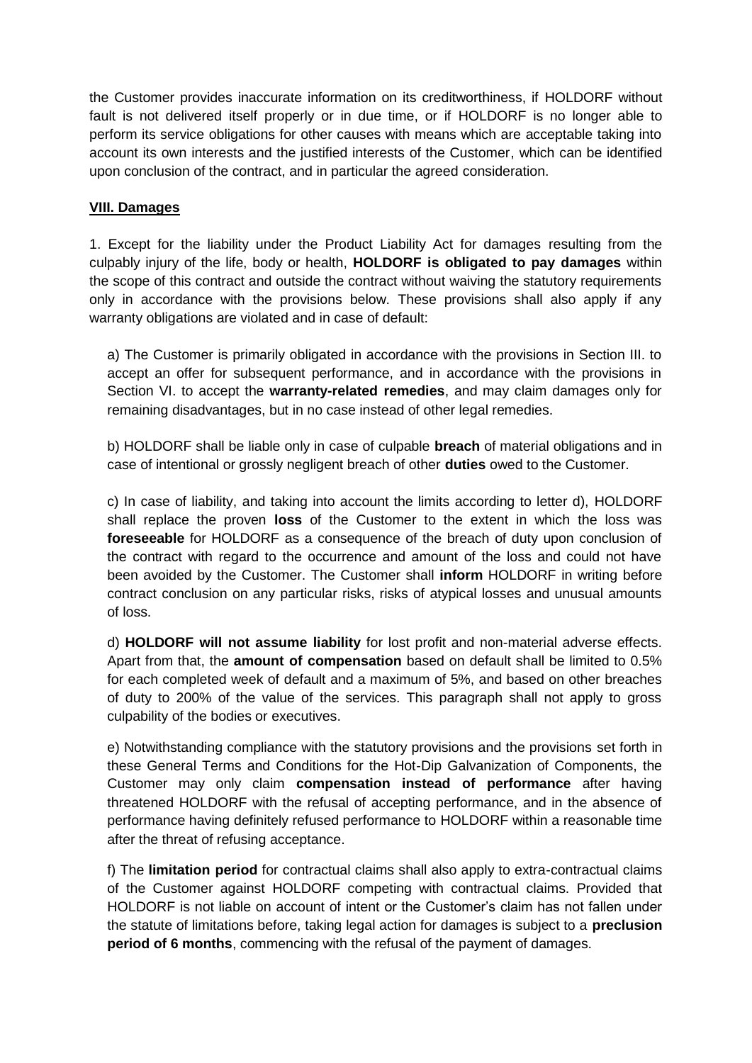the Customer provides inaccurate information on its creditworthiness, if HOLDORF without fault is not delivered itself properly or in due time, or if HOLDORF is no longer able to perform its service obligations for other causes with means which are acceptable taking into account its own interests and the justified interests of the Customer, which can be identified upon conclusion of the contract, and in particular the agreed consideration.

## VIII. Damages

1. Except for the liability under the Product Liability Act for damages resulting from the culpably injury of the life, body or health, **HOLDORF is obligated to pay damages** within the scope of this contract and outside the contract without waiving the statutory requirements only in accordance with the provisions below. These provisions shall also apply if any warranty obligations are violated and in case of default:

a) The Customer is primarily obligated in accordance with the provisions in Section III. to accept an offer for subsequent performance, and in accordance with the provisions in Section VI. to accept the **warranty-related remedies**, and may claim damages only for remaining disadvantages, but in no case instead of other legal remedies.

b) HOLDORF shall be liable only in case of culpable **breach** of material obligations and in case of intentional or grossly negligent breach of other **duties** owed to the Customer.

c) In case of liability, and taking into account the limits according to letter d), HOLDORF shall replace the proven **loss** of the Customer to the extent in which the loss was **foreseeable** for HOLDORF as a consequence of the breach of duty upon conclusion of the contract with regard to the occurrence and amount of the loss and could not have been avoided by the Customer. The Customer shall **inform** HOLDORF in writing before contract conclusion on any particular risks, risks of atypical losses and unusual amounts of loss.

d) **HOLDORF will not assume liability** for lost profit and non-material adverse effects. Apart from that, the **amount of compensation** based on default shall be limited to 0.5% for each completed week of default and a maximum of 5%, and based on other breaches of duty to 200% of the value of the services. This paragraph shall not apply to gross culpability of the bodies or executives.

e) Notwithstanding compliance with the statutory provisions and the provisions set forth in these General Terms and Conditions for the Hot-Dip Galvanization of Components, the Customer may only claim **compensation instead of performance** after having threatened HOLDORF with the refusal of accepting performance, and in the absence of performance having definitely refused performance to HOLDORF within a reasonable time after the threat of refusing acceptance.

f) The **limitation period** for contractual claims shall also apply to extra-contractual claims of the Customer against HOLDORF competing with contractual claims. Provided that HOLDORF is not liable on account of intent or the Customer's claim has not fallen under the statute of limitations before, taking legal action for damages is subject to a **preclusion period of 6 months**, commencing with the refusal of the payment of damages.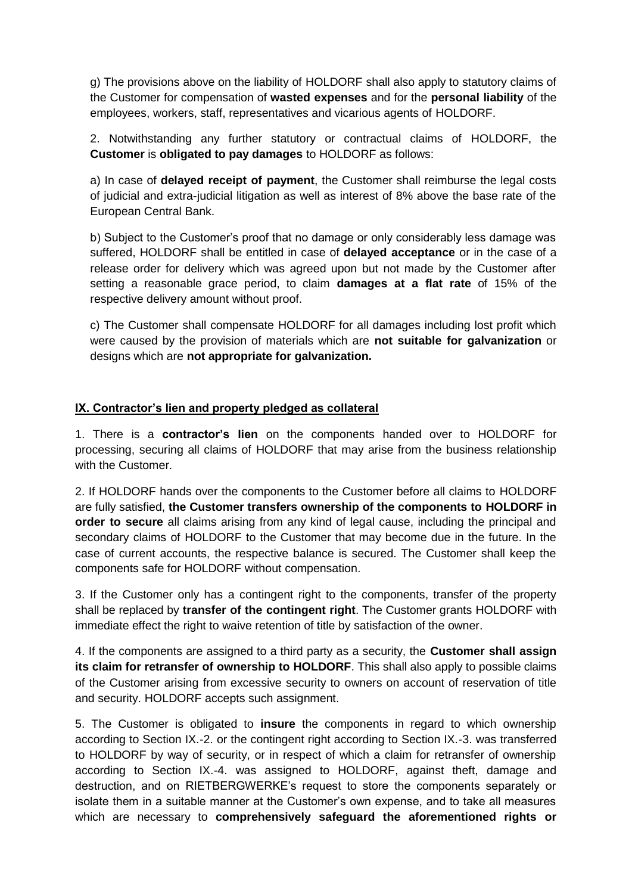g) The provisions above on the liability of HOLDORF shall also apply to statutory claims of the Customer for compensation of **wasted expenses** and for the **personal liability** of the employees, workers, staff, representatives and vicarious agents of HOLDORF.

2. Notwithstanding any further statutory or contractual claims of HOLDORF, the **Customer** is **obligated to pay damages** to HOLDORF as follows:

a) In case of **delayed receipt of payment**, the Customer shall reimburse the legal costs of judicial and extra-judicial litigation as well as interest of 8% above the base rate of the European Central Bank.

b) Subject to the Customer's proof that no damage or only considerably less damage was suffered, HOLDORF shall be entitled in case of **delayed acceptance** or in the case of a release order for delivery which was agreed upon but not made by the Customer after setting a reasonable grace period, to claim **damages at a flat rate** of 15% of the respective delivery amount without proof.

c) The Customer shall compensate HOLDORF for all damages including lost profit which were caused by the provision of materials which are **not suitable for galvanization** or designs which are **not appropriate for galvanization.**

## IX. Contractor's lien and property pledged as collateral

1. There is a **contractor's lien** on the components handed over to HOLDORF for processing, securing all claims of HOLDORF that may arise from the business relationship with the Customer.

2. If HOLDORF hands over the components to the Customer before all claims to HOLDORF are fully satisfied, **the Customer transfers ownership of the components to HOLDORF in order to secure** all claims arising from any kind of legal cause, including the principal and secondary claims of HOLDORF to the Customer that may become due in the future. In the case of current accounts, the respective balance is secured. The Customer shall keep the components safe for HOLDORF without compensation.

3. If the Customer only has a contingent right to the components, transfer of the property shall be replaced by **transfer of the contingent right**. The Customer grants HOLDORF with immediate effect the right to waive retention of title by satisfaction of the owner.

4. If the components are assigned to a third party as a security, the **Customer shall assign its claim for retransfer of ownership to HOLDORF**. This shall also apply to possible claims of the Customer arising from excessive security to owners on account of reservation of title and security. HOLDORF accepts such assignment.

5. The Customer is obligated to **insure** the components in regard to which ownership according to Section IX.-2. or the contingent right according to Section IX.-3. was transferred to HOLDORF by way of security, or in respect of which a claim for retransfer of ownership according to Section IX.-4. was assigned to HOLDORF, against theft, damage and destruction, and on RIETBERGWERKE's request to store the components separately or isolate them in a suitable manner at the Customer's own expense, and to take all measures which are necessary to **comprehensively safeguard the aforementioned rights or**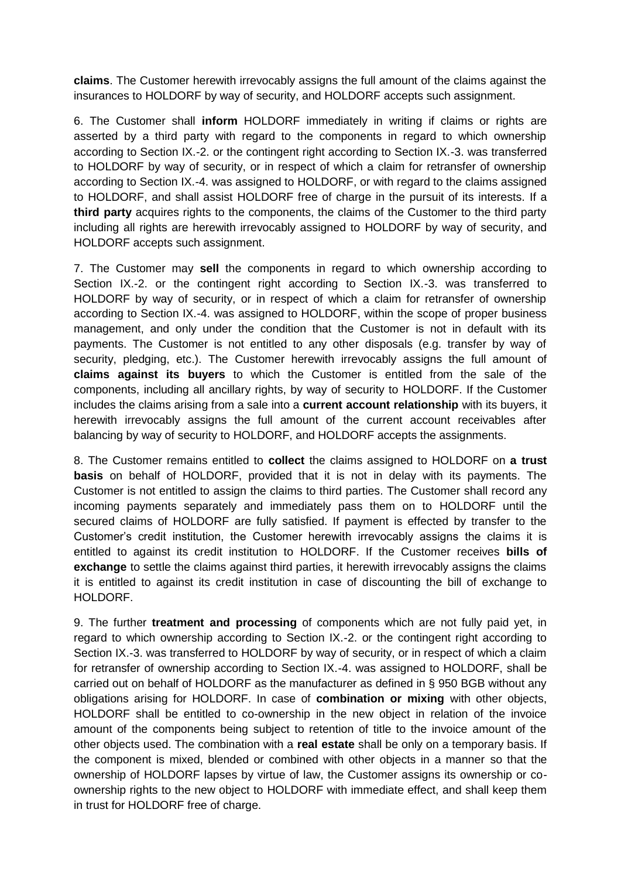**claims**. The Customer herewith irrevocably assigns the full amount of the claims against the insurances to HOLDORF by way of security, and HOLDORF accepts such assignment.

6. The Customer shall **inform** HOLDORF immediately in writing if claims or rights are asserted by a third party with regard to the components in regard to which ownership according to Section IX.-2. or the contingent right according to Section IX.-3. was transferred to HOLDORF by way of security, or in respect of which a claim for retransfer of ownership according to Section IX.-4. was assigned to HOLDORF, or with regard to the claims assigned to HOLDORF, and shall assist HOLDORF free of charge in the pursuit of its interests. If a **third party** acquires rights to the components, the claims of the Customer to the third party including all rights are herewith irrevocably assigned to HOLDORF by way of security, and HOLDORF accepts such assignment.

7. The Customer may **sell** the components in regard to which ownership according to Section IX.-2. or the contingent right according to Section IX.-3. was transferred to HOLDORF by way of security, or in respect of which a claim for retransfer of ownership according to Section IX.-4. was assigned to HOLDORF, within the scope of proper business management, and only under the condition that the Customer is not in default with its payments. The Customer is not entitled to any other disposals (e.g. transfer by way of security, pledging, etc.). The Customer herewith irrevocably assigns the full amount of **claims against its buyers** to which the Customer is entitled from the sale of the components, including all ancillary rights, by way of security to HOLDORF. If the Customer includes the claims arising from a sale into a **current account relationship** with its buyers, it herewith irrevocably assigns the full amount of the current account receivables after balancing by way of security to HOLDORF, and HOLDORF accepts the assignments.

8. The Customer remains entitled to **collect** the claims assigned to HOLDORF on **a trust basis** on behalf of HOLDORF, provided that it is not in delay with its payments. The Customer is not entitled to assign the claims to third parties. The Customer shall record any incoming payments separately and immediately pass them on to HOLDORF until the secured claims of HOLDORF are fully satisfied. If payment is effected by transfer to the Customer's credit institution, the Customer herewith irrevocably assigns the claims it is entitled to against its credit institution to HOLDORF. If the Customer receives **bills of exchange** to settle the claims against third parties, it herewith irrevocably assigns the claims it is entitled to against its credit institution in case of discounting the bill of exchange to HOLDORF.

9. The further **treatment and processing** of components which are not fully paid yet, in regard to which ownership according to Section IX.-2. or the contingent right according to Section IX.-3. was transferred to HOLDORF by way of security, or in respect of which a claim for retransfer of ownership according to Section IX.-4. was assigned to HOLDORF, shall be carried out on behalf of HOLDORF as the manufacturer as defined in § 950 BGB without any obligations arising for HOLDORF. In case of **combination or mixing** with other objects, HOLDORF shall be entitled to co-ownership in the new object in relation of the invoice amount of the components being subject to retention of title to the invoice amount of the other objects used. The combination with a **real estate** shall be only on a temporary basis. If the component is mixed, blended or combined with other objects in a manner so that the ownership of HOLDORF lapses by virtue of law, the Customer assigns its ownership or co-ownership rights to the new object to HOLDORF with immediate effect, and shall keep them in trust for HOLDORF free of charge.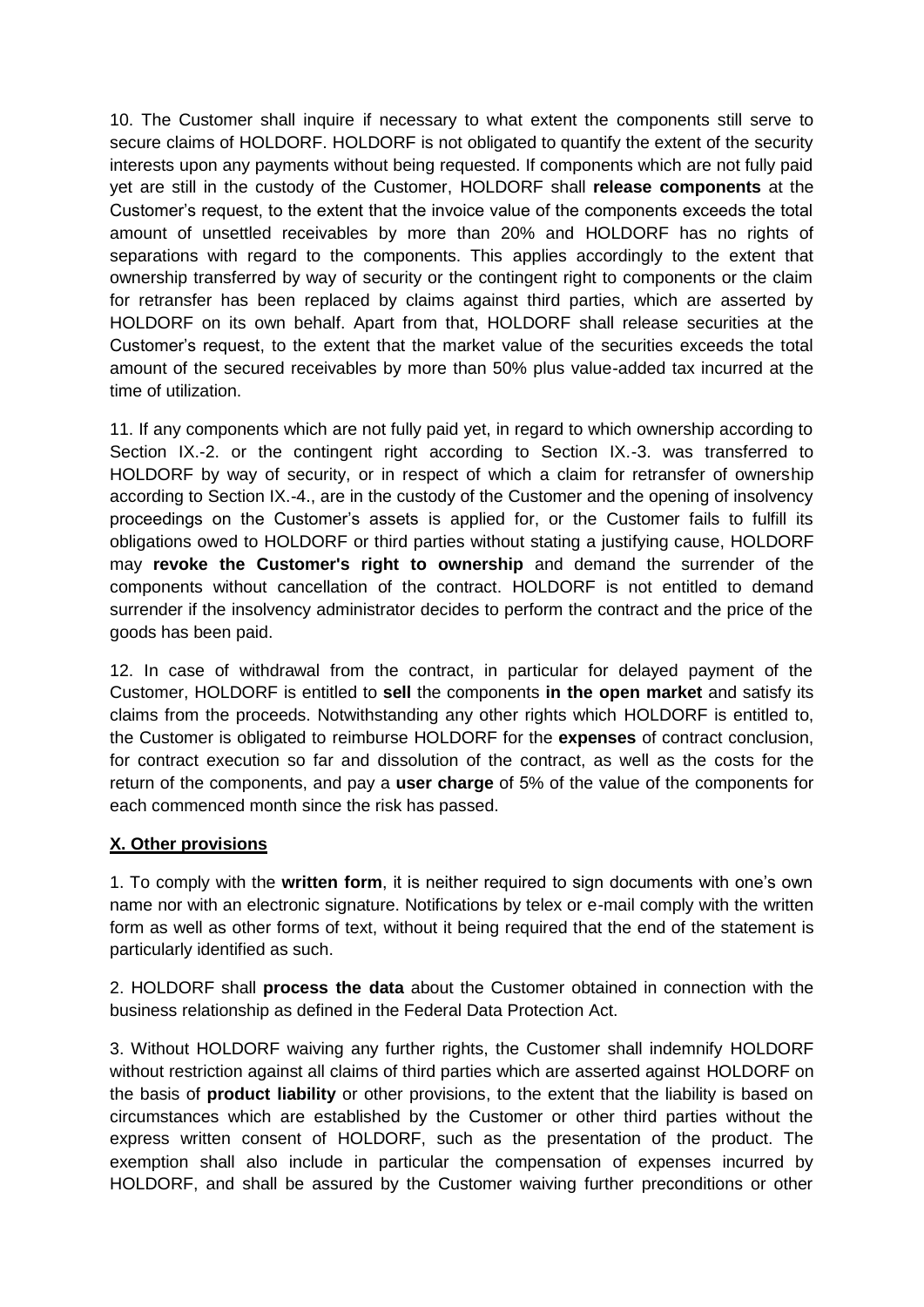10. The Customer shall inquire if necessary to what extent the components still serve to secure claims of HOLDORF. HOLDORF is not obligated to quantify the extent of the security interests upon any payments without being requested. If components which are not fully paid yet are still in the custody of the Customer, HOLDORF shall **release components** at the Customer's request, to the extent that the invoice value of the components exceeds the total amount of unsettled receivables by more than 20% and HOLDORF has no rights of separations with regard to the components. This applies accordingly to the extent that ownership transferred by way of security or the contingent right to components or the claim for retransfer has been replaced by claims against third parties, which are asserted by HOLDORF on its own behalf. Apart from that, HOLDORF shall release securities at the Customer's request, to the extent that the market value of the securities exceeds the total amount of the secured receivables by more than 50% plus value-added tax incurred at the time of utilization.

11. If any components which are not fully paid yet, in regard to which ownership according to Section IX.-2. or the contingent right according to Section IX.-3. was transferred to HOLDORF by way of security, or in respect of which a claim for retransfer of ownership according to Section IX.-4., are in the custody of the Customer and the opening of insolvency proceedings on the Customer's assets is applied for, or the Customer fails to fulfill its obligations owed to HOLDORF or third parties without stating a justifying cause, HOLDORF may **revoke the Customer's right to ownership** and demand the surrender of the components without cancellation of the contract. HOLDORF is not entitled to demand surrender if the insolvency administrator decides to perform the contract and the price of the goods has been paid.

12. In case of withdrawal from the contract, in particular for delayed payment of the Customer, HOLDORF is entitled to **sell** the components **in the open market** and satisfy its claims from the proceeds. Notwithstanding any other rights which HOLDORF is entitled to, the Customer is obligated to reimburse HOLDORF for the **expenses** of contract conclusion, for contract execution so far and dissolution of the contract, as well as the costs for the return of the components, and pay a **user charge** of 5% of the value of the components for each commenced month since the risk has passed.

## X. Other provisions

1. To comply with the **written form**, it is neither required to sign documents with one's own name nor with an electronic signature. Notifications by telex or e-mail comply with the written form as well as other forms of text, without it being required that the end of the statement is particularly identified as such.

2. HOLDORF shall **process the data** about the Customer obtained in connection with the business relationship as defined in the Federal Data Protection Act.

3. Without HOLDORF waiving any further rights, the Customer shall indemnify HOLDORF without restriction against all claims of third parties which are asserted against HOLDORF on the basis of **product liability** or other provisions, to the extent that the liability is based on circumstances which are established by the Customer or other third parties without the express written consent of HOLDORF, such as the presentation of the product. The exemption shall also include in particular the compensation of expenses incurred by HOLDORF, and shall be assured by the Customer waiving further preconditions or other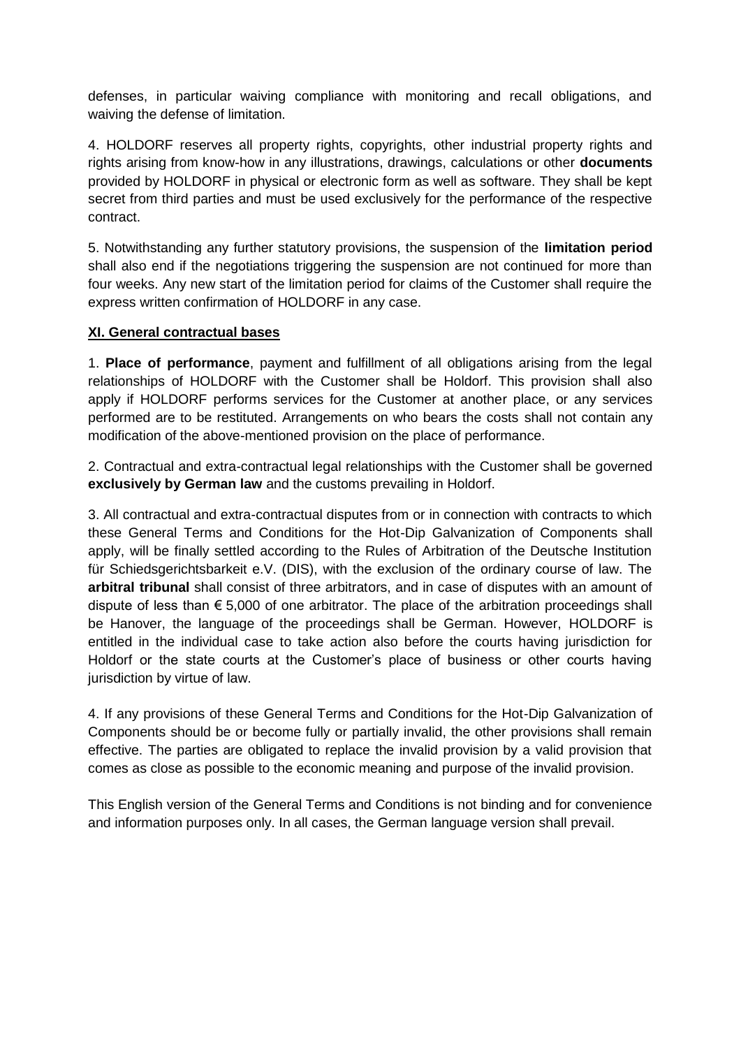defenses, in particular waiving compliance with monitoring and recall obligations, and waiving the defense of limitation.

4. HOLDORF reserves all property rights, copyrights, other industrial property rights and rights arising from know-how in any illustrations, drawings, calculations or other **documents** provided by HOLDORF in physical or electronic form as well as software. They shall be kept secret from third parties and must be used exclusively for the performance of the respective contract.

5. Notwithstanding any further statutory provisions, the suspension of the **limitation period** shall also end if the negotiations triggering the suspension are not continued for more than four weeks. Any new start of the limitation period for claims of the Customer shall require the express written confirmation of HOLDORF in any case.

## XI. General contractual bases

1. **Place of performance**, payment and fulfillment of all obligations arising from the legal relationships of HOLDORF with the Customer shall be Holdorf. This provision shall also apply if HOLDORF performs services for the Customer at another place, or any services performed are to be restituted. Arrangements on who bears the costs shall not contain any modification of the above-mentioned provision on the place of performance.

2. Contractual and extra-contractual legal relationships with the Customer shall be governed **exclusively by German law** and the customs prevailing in Holdorf.

3. All contractual and extra-contractual disputes from or in connection with contracts to which these General Terms and Conditions for the Hot-Dip Galvanization of Components shall apply, will be finally settled according to the Rules of Arbitration of the Deutsche Institution für Schiedsgerichtsbarkeit e.V. (DIS), with the exclusion of the ordinary course of law. The **arbitral tribunal** shall consist of three arbitrators, and in case of disputes with an amount of dispute of less than € 5,000 of one arbitrator. The place of the arbitration proceedings shall be Hanover, the language of the proceedings shall be German. However, HOLDORF is entitled in the individual case to take action also before the courts having jurisdiction for Holdorf or the state courts at the Customer's place of business or other courts having jurisdiction by virtue of law.

4. If any provisions of these General Terms and Conditions for the Hot-Dip Galvanization of Components should be or become fully or partially invalid, the other provisions shall remain effective. The parties are obligated to replace the invalid provision by a valid provision that comes as close as possible to the economic meaning and purpose of the invalid provision.

This English version of the General Terms and Conditions is not binding and for convenience and information purposes only. In all cases, the German language version shall prevail.